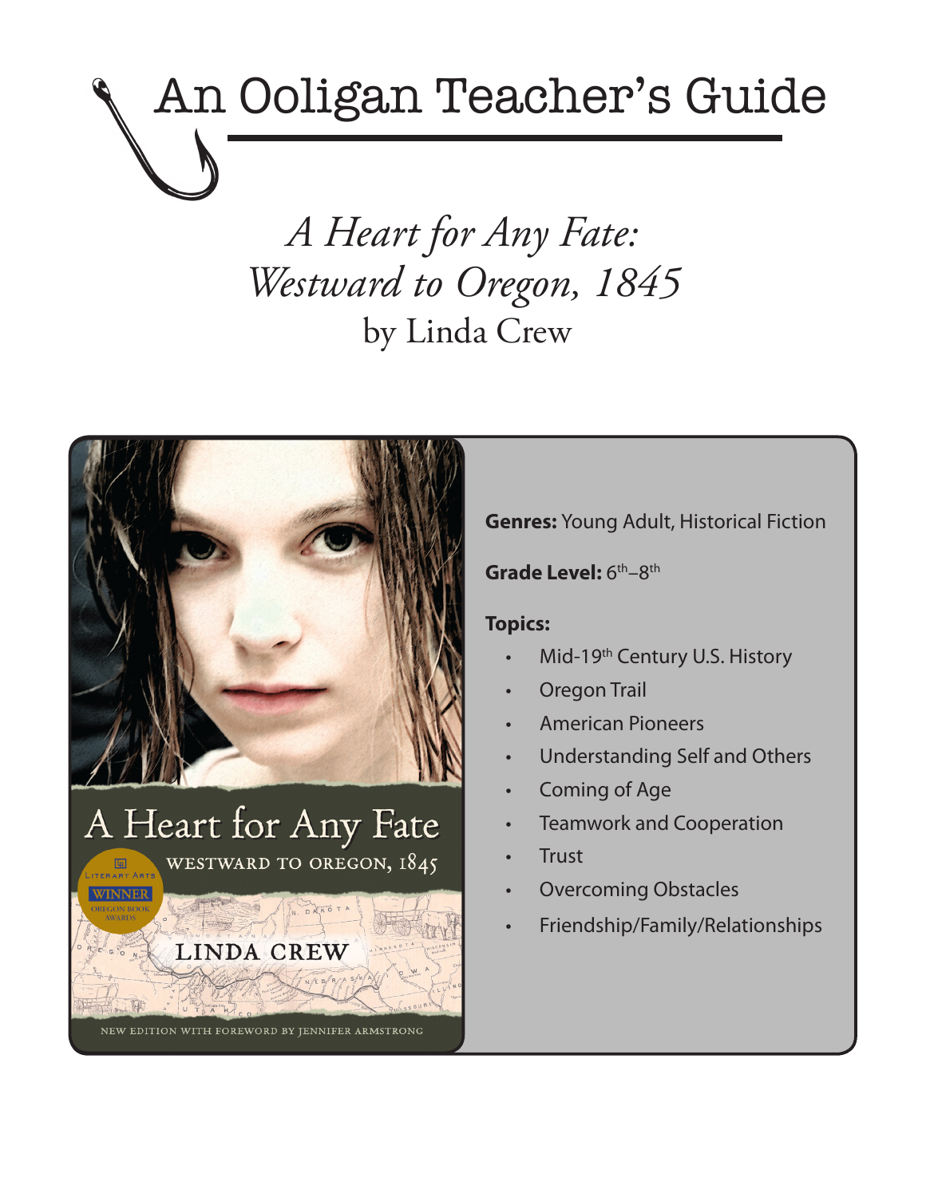# An Ooligan Teacher's Guide

## *A Heart for Any Fate: Westward to Oregon, 1845*

### by Linda Crew

**Genres:** Young Adult, Historical Fiction

**Grade Level:** 6th–8th

**Topics:**

- Mid-19th Century U.S. History
- Oregon Trail
- American Pioneers
- Understanding Self and Others
- Coming of Age
- Teamwork and Cooperation
- Trust
- Overcoming Obstacles
- Friendship/Family/Relationships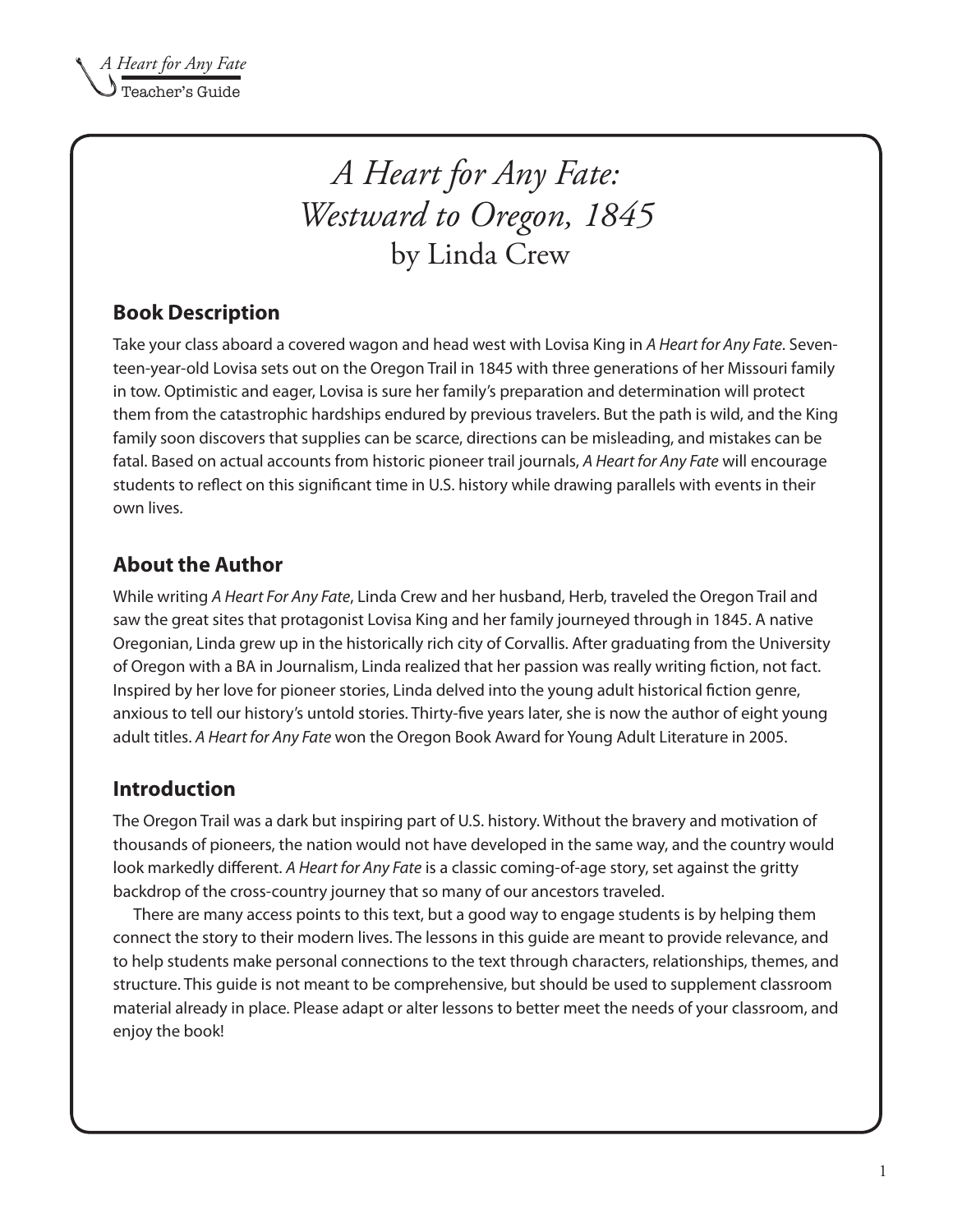# *A Heart for Any Fate: Westward to Oregon, 1845*
by Linda Crew

## Book Description

Take your class aboard a covered wagon and head west with Lovisa King in *A Heart for Any Fate*. Seventeen-year-old Lovisa sets out on the Oregon Trail in 1845 with three generations of her Missouri family in tow. Optimistic and eager, Lovisa is sure her family's preparation and determination will protect them from the catastrophic hardships endured by previous travelers. But the path is wild, and the King family soon discovers that supplies can be scarce, directions can be misleading, and mistakes can be fatal. Based on actual accounts from historic pioneer trail journals, *A Heart for Any Fate* will encourage students to reflect on this significant time in U.S. history while drawing parallels with events in their own lives.

## About the Author

While writing *A Heart For Any Fate*, Linda Crew and her husband, Herb, traveled the Oregon Trail and saw the great sites that protagonist Lovisa King and her family journeyed through in 1845. A native Oregonian, Linda grew up in the historically rich city of Corvallis. After graduating from the University of Oregon with a BA in Journalism, Linda realized that her passion was really writing fiction, not fact. Inspired by her love for pioneer stories, Linda delved into the young adult historical fiction genre, anxious to tell our history's untold stories. Thirty-five years later, she is now the author of eight young adult titles. *A Heart for Any Fate* won the Oregon Book Award for Young Adult Literature in 2005.

## Introduction

The Oregon Trail was a dark but inspiring part of U.S. history. Without the bravery and motivation of thousands of pioneers, the nation would not have developed in the same way, and the country would look markedly different. *A Heart for Any Fate* is a classic coming-of-age story, set against the gritty backdrop of the cross-country journey that so many of our ancestors traveled.

There are many access points to this text, but a good way to engage students is by helping them connect the story to their modern lives. The lessons in this guide are meant to provide relevance, and to help students make personal connections to the text through characters, relationships, themes, and structure. This guide is not meant to be comprehensive, but should be used to supplement classroom material already in place. Please adapt or alter lessons to better meet the needs of your classroom, and enjoy the book!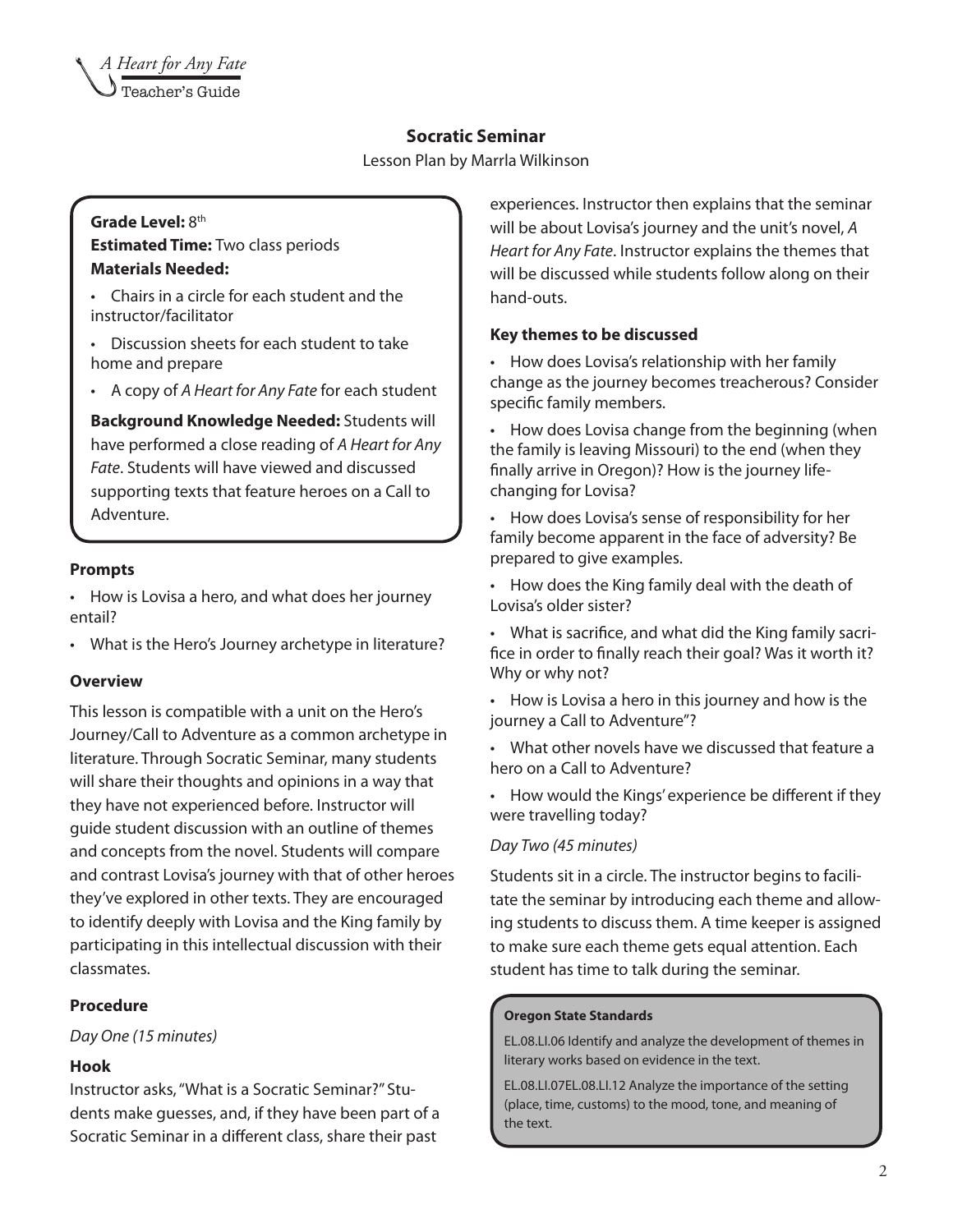## Socratic Seminar

Lesson Plan by Marrla Wilkinson

**Grade Level:** 8th
**Estimated Time:** Two class periods
**Materials Needed:**

- Chairs in a circle for each student and the instructor/facilitator
- Discussion sheets for each student to take home and prepare
- A copy of *A Heart for Any Fate* for each student

**Background Knowledge Needed:** Students will have performed a close reading of *A Heart for Any Fate*. Students will have viewed and discussed supporting texts that feature heroes on a Call to Adventure.

### Prompts

- How is Lovisa a hero, and what does her journey entail?
- What is the Hero's Journey archetype in literature?

### Overview

This lesson is compatible with a unit on the Hero's Journey/Call to Adventure as a common archetype in literature. Through Socratic Seminar, many students will share their thoughts and opinions in a way that they have not experienced before. Instructor will guide student discussion with an outline of themes and concepts from the novel. Students will compare and contrast Lovisa's journey with that of other heroes they've explored in other texts. They are encouraged to identify deeply with Lovisa and the King family by participating in this intellectual discussion with their classmates.

### Procedure

*Day One (15 minutes)*

### Hook

Instructor asks, "What is a Socratic Seminar?" Students make guesses, and, if they have been part of a Socratic Seminar in a different class, share their past experiences. Instructor then explains that the seminar will be about Lovisa's journey and the unit's novel, *A Heart for Any Fate*. Instructor explains the themes that will be discussed while students follow along on their hand-outs.

### Key themes to be discussed

- How does Lovisa's relationship with her family change as the journey becomes treacherous? Consider specific family members.
- How does Lovisa change from the beginning (when the family is leaving Missouri) to the end (when they finally arrive in Oregon)? How is the journey life-changing for Lovisa?
- How does Lovisa's sense of responsibility for her family become apparent in the face of adversity? Be prepared to give examples.
- How does the King family deal with the death of Lovisa's older sister?
- What is sacrifice, and what did the King family sacrifice in order to finally reach their goal? Was it worth it? Why or why not?
- How is Lovisa a hero in this journey and how is the journey a Call to Adventure"?
- What other novels have we discussed that feature a hero on a Call to Adventure?
- How would the Kings' experience be different if they were travelling today?

*Day Two (45 minutes)*

Students sit in a circle. The instructor begins to facilitate the seminar by introducing each theme and allowing students to discuss them. A time keeper is assigned to make sure each theme gets equal attention. Each student has time to talk during the seminar.

**Oregon State Standards**

EL.08.LI.06 Identify and analyze the development of themes in literary works based on evidence in the text.

EL.08.LI.07EL.08.LI.12 Analyze the importance of the setting (place, time, customs) to the mood, tone, and meaning of the text.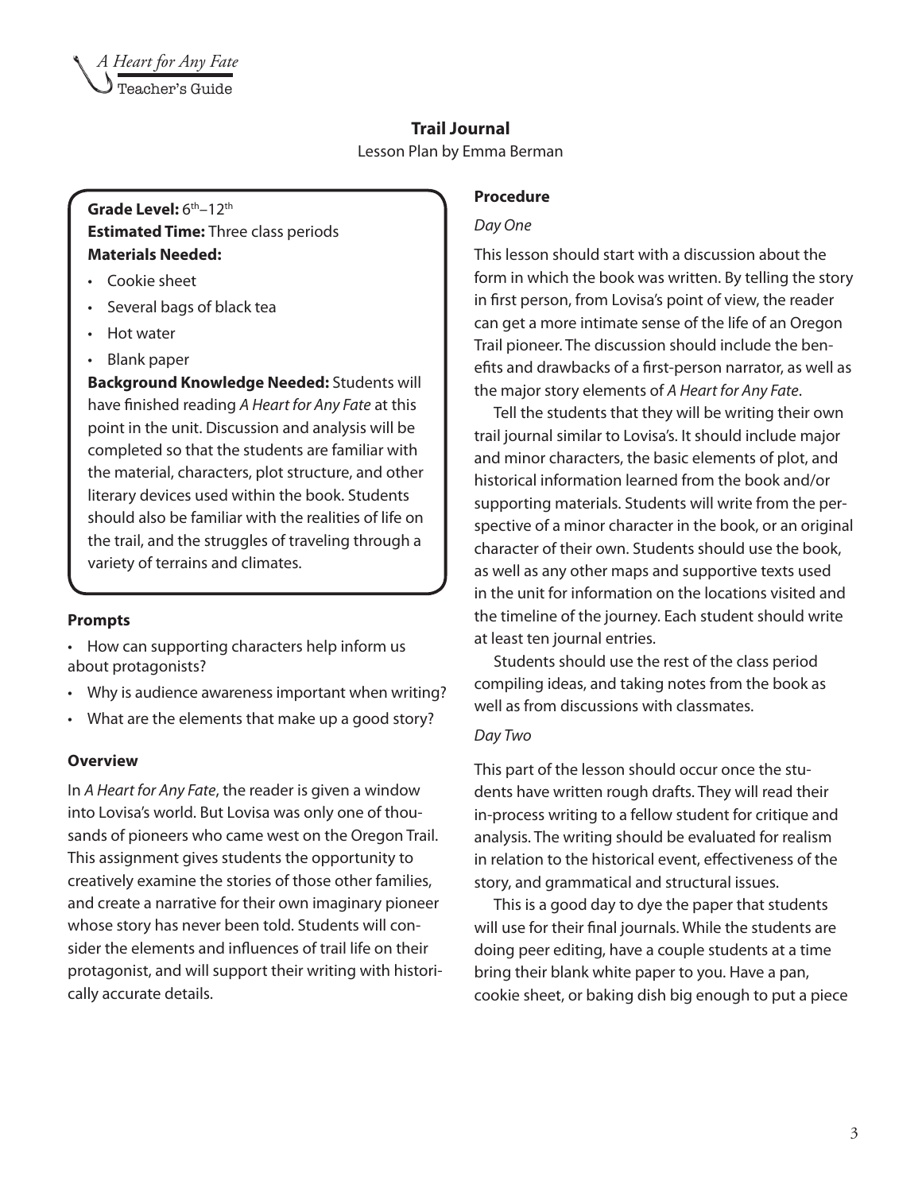## Trail Journal

Lesson Plan by Emma Berman

**Grade Level:** 6th–12th
**Estimated Time:** Three class periods
**Materials Needed:**

- Cookie sheet
- Several bags of black tea
- Hot water
- Blank paper

**Background Knowledge Needed:** Students will have finished reading *A Heart for Any Fate* at this point in the unit. Discussion and analysis will be completed so that the students are familiar with the material, characters, plot structure, and other literary devices used within the book. Students should also be familiar with the realities of life on the trail, and the struggles of traveling through a variety of terrains and climates.

### Prompts

- How can supporting characters help inform us about protagonists?
- Why is audience awareness important when writing?
- What are the elements that make up a good story?

### Overview

In *A Heart for Any Fate*, the reader is given a window into Lovisa's world. But Lovisa was only one of thousands of pioneers who came west on the Oregon Trail. This assignment gives students the opportunity to creatively examine the stories of those other families, and create a narrative for their own imaginary pioneer whose story has never been told. Students will consider the elements and influences of trail life on their protagonist, and will support their writing with historically accurate details.

### Procedure

*Day One*

This lesson should start with a discussion about the form in which the book was written. By telling the story in first person, from Lovisa's point of view, the reader can get a more intimate sense of the life of an Oregon Trail pioneer. The discussion should include the benefits and drawbacks of a first-person narrator, as well as the major story elements of *A Heart for Any Fate*.

Tell the students that they will be writing their own trail journal similar to Lovisa's. It should include major and minor characters, the basic elements of plot, and historical information learned from the book and/or supporting materials. Students will write from the perspective of a minor character in the book, or an original character of their own. Students should use the book, as well as any other maps and supportive texts used in the unit for information on the locations visited and the timeline of the journey. Each student should write at least ten journal entries.

Students should use the rest of the class period compiling ideas, and taking notes from the book as well as from discussions with classmates.

*Day Two*

This part of the lesson should occur once the students have written rough drafts. They will read their in-process writing to a fellow student for critique and analysis. The writing should be evaluated for realism in relation to the historical event, effectiveness of the story, and grammatical and structural issues.

This is a good day to dye the paper that students will use for their final journals. While the students are doing peer editing, have a couple students at a time bring their blank white paper to you. Have a pan, cookie sheet, or baking dish big enough to put a piece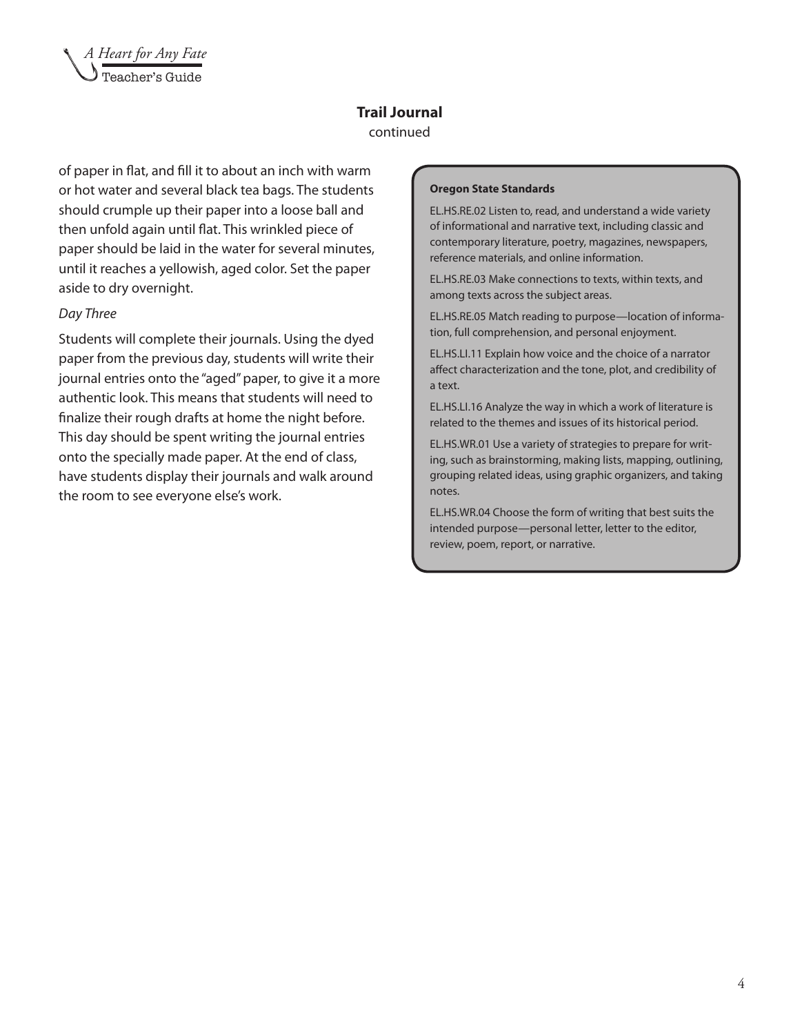## Trail Journal

continued

of paper in flat, and fill it to about an inch with warm or hot water and several black tea bags. The students should crumple up their paper into a loose ball and then unfold again until flat. This wrinkled piece of paper should be laid in the water for several minutes, until it reaches a yellowish, aged color. Set the paper aside to dry overnight.

*Day Three*

Students will complete their journals. Using the dyed paper from the previous day, students will write their journal entries onto the "aged" paper, to give it a more authentic look. This means that students will need to finalize their rough drafts at home the night before. This day should be spent writing the journal entries onto the specially made paper. At the end of class, have students display their journals and walk around the room to see everyone else's work.

**Oregon State Standards**

EL.HS.RE.02 Listen to, read, and understand a wide variety of informational and narrative text, including classic and contemporary literature, poetry, magazines, newspapers, reference materials, and online information.

EL.HS.RE.03 Make connections to texts, within texts, and among texts across the subject areas.

EL.HS.RE.05 Match reading to purpose—location of information, full comprehension, and personal enjoyment.

EL.HS.LI.11 Explain how voice and the choice of a narrator affect characterization and the tone, plot, and credibility of a text.

EL.HS.LI.16 Analyze the way in which a work of literature is related to the themes and issues of its historical period.

EL.HS.WR.01 Use a variety of strategies to prepare for writing, such as brainstorming, making lists, mapping, outlining, grouping related ideas, using graphic organizers, and taking notes.

EL.HS.WR.04 Choose the form of writing that best suits the intended purpose—personal letter, letter to the editor, review, poem, report, or narrative.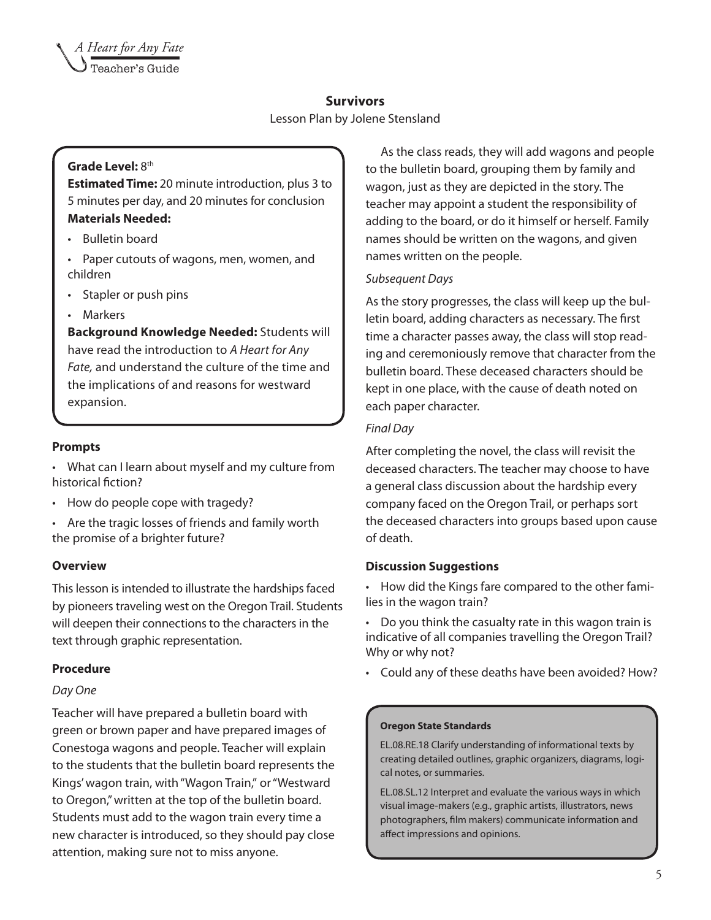## Survivors

Lesson Plan by Jolene Stensland

**Grade Level:** 8th

**Estimated Time:** 20 minute introduction, plus 3 to 5 minutes per day, and 20 minutes for conclusion

**Materials Needed:**

- Bulletin board
- Paper cutouts of wagons, men, women, and children
- Stapler or push pins
- Markers

**Background Knowledge Needed:** Students will have read the introduction to *A Heart for Any Fate,* and understand the culture of the time and the implications of and reasons for westward expansion.

### Prompts

- What can I learn about myself and my culture from historical fiction?
- How do people cope with tragedy?
- Are the tragic losses of friends and family worth the promise of a brighter future?

### Overview

This lesson is intended to illustrate the hardships faced by pioneers traveling west on the Oregon Trail. Students will deepen their connections to the characters in the text through graphic representation.

### Procedure

*Day One*

Teacher will have prepared a bulletin board with green or brown paper and have prepared images of Conestoga wagons and people. Teacher will explain to the students that the bulletin board represents the Kings' wagon train, with "Wagon Train," or "Westward to Oregon," written at the top of the bulletin board. Students must add to the wagon train every time a new character is introduced, so they should pay close attention, making sure not to miss anyone.

As the class reads, they will add wagons and people to the bulletin board, grouping them by family and wagon, just as they are depicted in the story. The teacher may appoint a student the responsibility of adding to the board, or do it himself or herself. Family names should be written on the wagons, and given names written on the people.

*Subsequent Days*

As the story progresses, the class will keep up the bulletin board, adding characters as necessary. The first time a character passes away, the class will stop reading and ceremoniously remove that character from the bulletin board. These deceased characters should be kept in one place, with the cause of death noted on each paper character.

*Final Day*

After completing the novel, the class will revisit the deceased characters. The teacher may choose to have a general class discussion about the hardship every company faced on the Oregon Trail, or perhaps sort the deceased characters into groups based upon cause of death.

### Discussion Suggestions

- How did the Kings fare compared to the other families in the wagon train?
- Do you think the casualty rate in this wagon train is indicative of all companies travelling the Oregon Trail? Why or why not?
- Could any of these deaths have been avoided? How?

**Oregon State Standards**

EL.08.RE.18 Clarify understanding of informational texts by creating detailed outlines, graphic organizers, diagrams, logical notes, or summaries.

EL.08.SL.12 Interpret and evaluate the various ways in which visual image-makers (e.g., graphic artists, illustrators, news photographers, film makers) communicate information and affect impressions and opinions.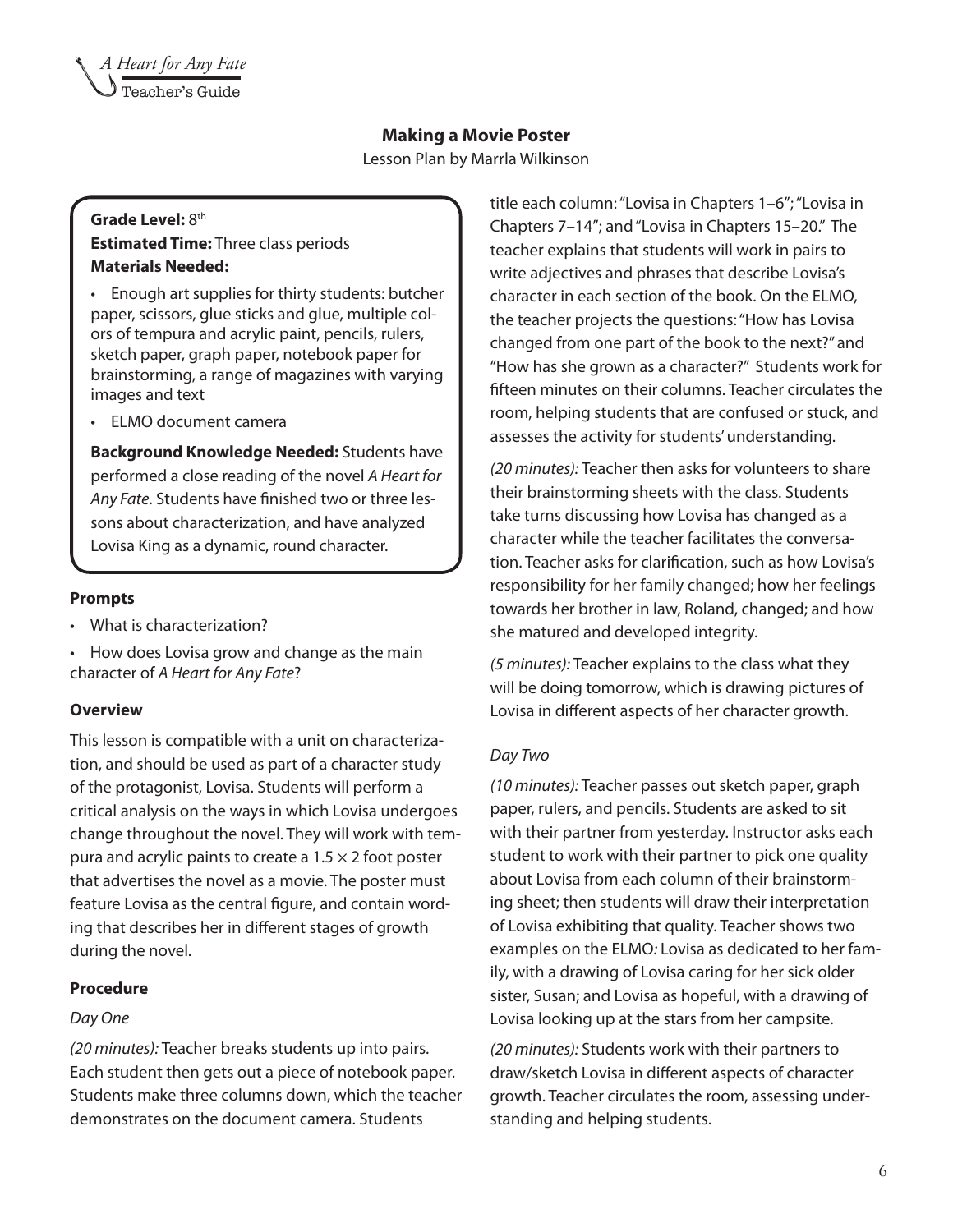## Making a Movie Poster

Lesson Plan by Marrla Wilkinson

**Grade Level:** 8th

**Estimated Time:** Three class periods

**Materials Needed:**

- Enough art supplies for thirty students: butcher paper, scissors, glue sticks and glue, multiple colors of tempura and acrylic paint, pencils, rulers, sketch paper, graph paper, notebook paper for brainstorming, a range of magazines with varying images and text
- ELMO document camera

**Background Knowledge Needed:** Students have performed a close reading of the novel *A Heart for Any Fate*. Students have finished two or three lessons about characterization, and have analyzed Lovisa King as a dynamic, round character.

### Prompts

- What is characterization?
- How does Lovisa grow and change as the main character of *A Heart for Any Fate*?

### Overview

This lesson is compatible with a unit on characterization, and should be used as part of a character study of the protagonist, Lovisa. Students will perform a critical analysis on the ways in which Lovisa undergoes change throughout the novel. They will work with tempura and acrylic paints to create a 1.5 × 2 foot poster that advertises the novel as a movie. The poster must feature Lovisa as the central figure, and contain wording that describes her in different stages of growth during the novel.

### Procedure

*Day One*

*(20 minutes):* Teacher breaks students up into pairs. Each student then gets out a piece of notebook paper. Students make three columns down, which the teacher demonstrates on the document camera. Students title each column: "Lovisa in Chapters 1–6"; "Lovisa in Chapters 7–14"; and "Lovisa in Chapters 15–20." The teacher explains that students will work in pairs to write adjectives and phrases that describe Lovisa's character in each section of the book. On the ELMO, the teacher projects the questions: "How has Lovisa changed from one part of the book to the next?" and "How has she grown as a character?" Students work for fifteen minutes on their columns. Teacher circulates the room, helping students that are confused or stuck, and assesses the activity for students' understanding.

*(20 minutes):* Teacher then asks for volunteers to share their brainstorming sheets with the class. Students take turns discussing how Lovisa has changed as a character while the teacher facilitates the conversation. Teacher asks for clarification, such as how Lovisa's responsibility for her family changed; how her feelings towards her brother in law, Roland, changed; and how she matured and developed integrity.

*(5 minutes):* Teacher explains to the class what they will be doing tomorrow, which is drawing pictures of Lovisa in different aspects of her character growth.

*Day Two*

*(10 minutes):* Teacher passes out sketch paper, graph paper, rulers, and pencils. Students are asked to sit with their partner from yesterday. Instructor asks each student to work with their partner to pick one quality about Lovisa from each column of their brainstorming sheet; then students will draw their interpretation of Lovisa exhibiting that quality. Teacher shows two examples on the ELMO: Lovisa as dedicated to her family, with a drawing of Lovisa caring for her sick older sister, Susan; and Lovisa as hopeful, with a drawing of Lovisa looking up at the stars from her campsite.

*(20 minutes):* Students work with their partners to draw/sketch Lovisa in different aspects of character growth. Teacher circulates the room, assessing understanding and helping students.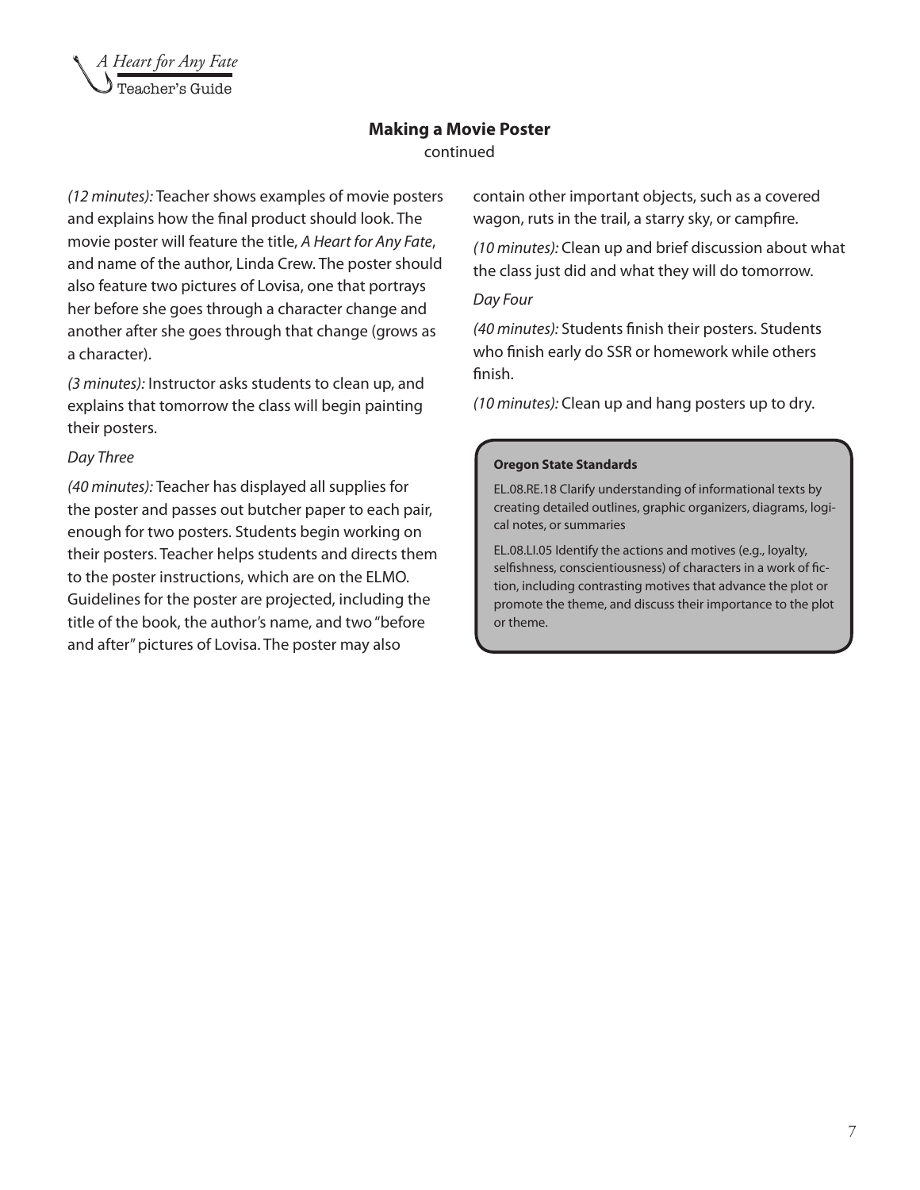## Making a Movie Poster

continued

*(12 minutes):* Teacher shows examples of movie posters and explains how the final product should look. The movie poster will feature the title, *A Heart for Any Fate*, and name of the author, Linda Crew. The poster should also feature two pictures of Lovisa, one that portrays her before she goes through a character change and another after she goes through that change (grows as a character).

*(3 minutes):* Instructor asks students to clean up, and explains that tomorrow the class will begin painting their posters.

*Day Three*

*(40 minutes):* Teacher has displayed all supplies for the poster and passes out butcher paper to each pair, enough for two posters. Students begin working on their posters. Teacher helps students and directs them to the poster instructions, which are on the ELMO. Guidelines for the poster are projected, including the title of the book, the author's name, and two "before and after" pictures of Lovisa. The poster may also contain other important objects, such as a covered wagon, ruts in the trail, a starry sky, or campfire.

*(10 minutes):* Clean up and brief discussion about what the class just did and what they will do tomorrow.

*Day Four*

*(40 minutes):* Students finish their posters. Students who finish early do SSR or homework while others finish.

*(10 minutes):* Clean up and hang posters up to dry.

**Oregon State Standards**

EL.08.RE.18 Clarify understanding of informational texts by creating detailed outlines, graphic organizers, diagrams, logical notes, or summaries

EL.08.LI.05 Identify the actions and motives (e.g., loyalty, selfishness, conscientiousness) of characters in a work of fiction, including contrasting motives that advance the plot or promote the theme, and discuss their importance to the plot or theme.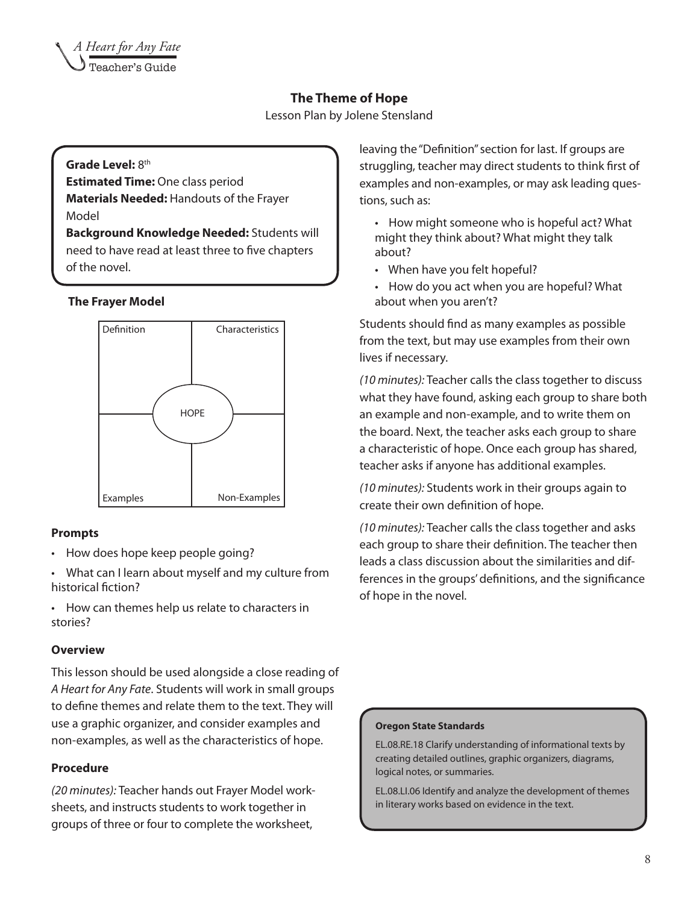## The Theme of Hope

Lesson Plan by Jolene Stensland

**Grade Level:** 8th
**Estimated Time:** One class period
**Materials Needed:** Handouts of the Frayer Model
**Background Knowledge Needed:** Students will need to have read at least three to five chapters of the novel.

### The Frayer Model

| Definition | Characteristics |
|---|---|
| HOPE | |
| Examples | Non-Examples |

### Prompts

- How does hope keep people going?
- What can I learn about myself and my culture from historical fiction?
- How can themes help us relate to characters in stories?

### Overview

This lesson should be used alongside a close reading of *A Heart for Any Fate*. Students will work in small groups to define themes and relate them to the text. They will use a graphic organizer, and consider examples and non-examples, as well as the characteristics of hope.

### Procedure

*(20 minutes):* Teacher hands out Frayer Model worksheets, and instructs students to work together in groups of three or four to complete the worksheet, leaving the "Definition" section for last. If groups are struggling, teacher may direct students to think first of examples and non-examples, or may ask leading questions, such as:

- How might someone who is hopeful act? What might they think about? What might they talk about?
- When have you felt hopeful?
- How do you act when you are hopeful? What about when you aren't?

Students should find as many examples as possible from the text, but may use examples from their own lives if necessary.

*(10 minutes):* Teacher calls the class together to discuss what they have found, asking each group to share both an example and non-example, and to write them on the board. Next, the teacher asks each group to share a characteristic of hope. Once each group has shared, teacher asks if anyone has additional examples.

*(10 minutes):* Students work in their groups again to create their own definition of hope.

*(10 minutes):* Teacher calls the class together and asks each group to share their definition. The teacher then leads a class discussion about the similarities and differences in the groups' definitions, and the significance of hope in the novel.

**Oregon State Standards**

EL.08.RE.18 Clarify understanding of informational texts by creating detailed outlines, graphic organizers, diagrams, logical notes, or summaries.

EL.08.LI.06 Identify and analyze the development of themes in literary works based on evidence in the text.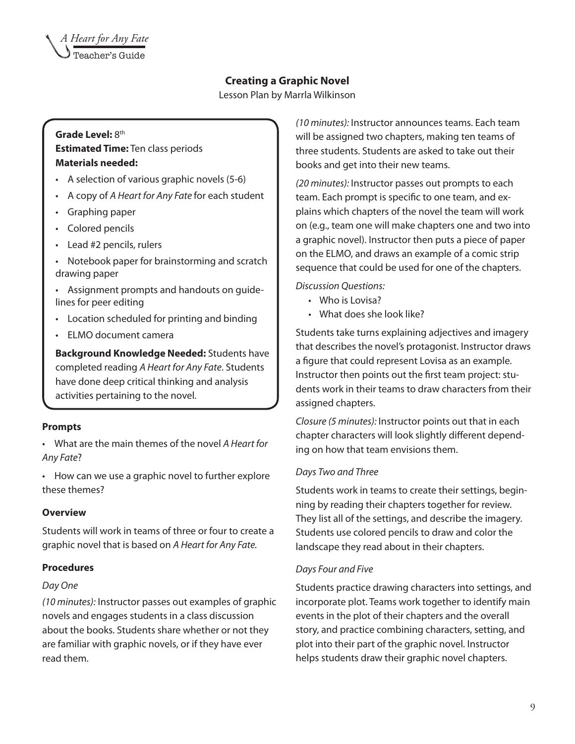## Creating a Graphic Novel

Lesson Plan by Marrla Wilkinson

**Grade Level:** 8th

**Estimated Time:** Ten class periods

**Materials needed:**

- A selection of various graphic novels (5-6)
- A copy of *A Heart for Any Fate* for each student
- Graphing paper
- Colored pencils
- Lead #2 pencils, rulers
- Notebook paper for brainstorming and scratch drawing paper
- Assignment prompts and handouts on guidelines for peer editing
- Location scheduled for printing and binding
- ELMO document camera

**Background Knowledge Needed:** Students have completed reading *A Heart for Any Fate*. Students have done deep critical thinking and analysis activities pertaining to the novel.

### Prompts

- What are the main themes of the novel *A Heart for Any Fate*?
- How can we use a graphic novel to further explore these themes?

### Overview

Students will work in teams of three or four to create a graphic novel that is based on *A Heart for Any Fate.*

### Procedures

*Day One*

*(10 minutes):* Instructor passes out examples of graphic novels and engages students in a class discussion about the books. Students share whether or not they are familiar with graphic novels, or if they have ever read them.

*(10 minutes):* Instructor announces teams. Each team will be assigned two chapters, making ten teams of three students. Students are asked to take out their books and get into their new teams.

*(20 minutes):* Instructor passes out prompts to each team. Each prompt is specific to one team, and explains which chapters of the novel the team will work on (e.g., team one will make chapters one and two into a graphic novel). Instructor then puts a piece of paper on the ELMO, and draws an example of a comic strip sequence that could be used for one of the chapters.

*Discussion Questions:*

- Who is Lovisa?
- What does she look like?

Students take turns explaining adjectives and imagery that describes the novel's protagonist. Instructor draws a figure that could represent Lovisa as an example. Instructor then points out the first team project: students work in their teams to draw characters from their assigned chapters.

*Closure (5 minutes):* Instructor points out that in each chapter characters will look slightly different depending on how that team envisions them.

*Days Two and Three*

Students work in teams to create their settings, beginning by reading their chapters together for review. They list all of the settings, and describe the imagery. Students use colored pencils to draw and color the landscape they read about in their chapters.

*Days Four and Five*

Students practice drawing characters into settings, and incorporate plot. Teams work together to identify main events in the plot of their chapters and the overall story, and practice combining characters, setting, and plot into their part of the graphic novel. Instructor helps students draw their graphic novel chapters.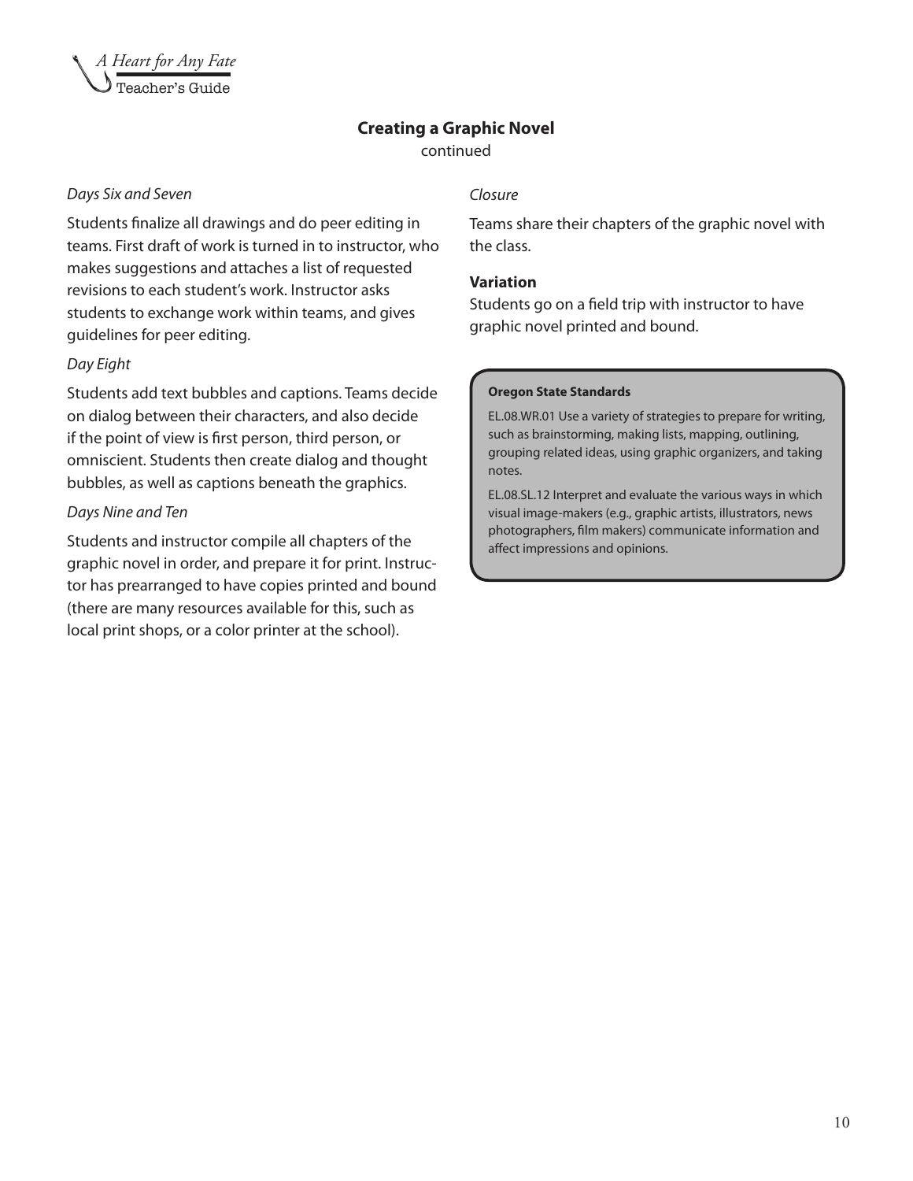## Creating a Graphic Novel

continued

*Days Six and Seven*

Students finalize all drawings and do peer editing in teams. First draft of work is turned in to instructor, who makes suggestions and attaches a list of requested revisions to each student's work. Instructor asks students to exchange work within teams, and gives guidelines for peer editing.

*Day Eight*

Students add text bubbles and captions. Teams decide on dialog between their characters, and also decide if the point of view is first person, third person, or omniscient. Students then create dialog and thought bubbles, as well as captions beneath the graphics.

*Days Nine and Ten*

Students and instructor compile all chapters of the graphic novel in order, and prepare it for print. Instructor has prearranged to have copies printed and bound (there are many resources available for this, such as local print shops, or a color printer at the school).

*Closure*

Teams share their chapters of the graphic novel with the class.

**Variation**

Students go on a field trip with instructor to have graphic novel printed and bound.

**Oregon State Standards**

EL.08.WR.01 Use a variety of strategies to prepare for writing, such as brainstorming, making lists, mapping, outlining, grouping related ideas, using graphic organizers, and taking notes.

EL.08.SL.12 Interpret and evaluate the various ways in which visual image-makers (e.g., graphic artists, illustrators, news photographers, film makers) communicate information and affect impressions and opinions.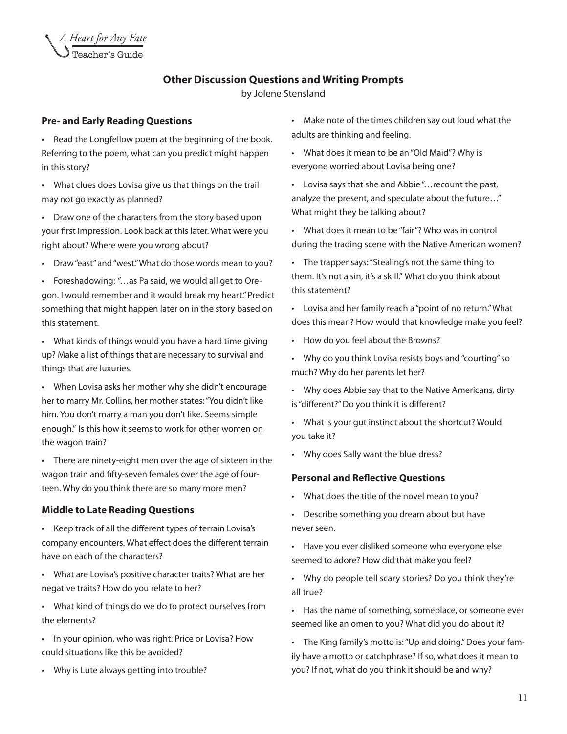## Other Discussion Questions and Writing Prompts

by Jolene Stensland

### Pre- and Early Reading Questions

- Read the Longfellow poem at the beginning of the book. Referring to the poem, what can you predict might happen in this story?
- What clues does Lovisa give us that things on the trail may not go exactly as planned?
- Draw one of the characters from the story based upon your first impression. Look back at this later. What were you right about? Where were you wrong about?
- Draw "east" and "west." What do those words mean to you?
- Foreshadowing: "…as Pa said, we would all get to Oregon. I would remember and it would break my heart." Predict something that might happen later on in the story based on this statement.
- What kinds of things would you have a hard time giving up? Make a list of things that are necessary to survival and things that are luxuries.
- When Lovisa asks her mother why she didn't encourage her to marry Mr. Collins, her mother states: "You didn't like him. You don't marry a man you don't like. Seems simple enough." Is this how it seems to work for other women on the wagon train?
- There are ninety-eight men over the age of sixteen in the wagon train and fifty-seven females over the age of fourteen. Why do you think there are so many more men?

### Middle to Late Reading Questions

- Keep track of all the different types of terrain Lovisa's company encounters. What effect does the different terrain have on each of the characters?
- What are Lovisa's positive character traits? What are her negative traits? How do you relate to her?
- What kind of things do we do to protect ourselves from the elements?
- In your opinion, who was right: Price or Lovisa? How could situations like this be avoided?
- Why is Lute always getting into trouble?
- Make note of the times children say out loud what the adults are thinking and feeling.
- What does it mean to be an "Old Maid"? Why is everyone worried about Lovisa being one?
- Lovisa says that she and Abbie "…recount the past, analyze the present, and speculate about the future…" What might they be talking about?
- What does it mean to be "fair"? Who was in control during the trading scene with the Native American women?
- The trapper says: "Stealing's not the same thing to them. It's not a sin, it's a skill." What do you think about this statement?
- Lovisa and her family reach a "point of no return." What does this mean? How would that knowledge make you feel?
- How do you feel about the Browns?
- Why do you think Lovisa resists boys and "courting" so much? Why do her parents let her?
- Why does Abbie say that to the Native Americans, dirty is "different?" Do you think it is different?
- What is your gut instinct about the shortcut? Would you take it?
- Why does Sally want the blue dress?

### Personal and Reflective Questions

- What does the title of the novel mean to you?
- Describe something you dream about but have never seen.
- Have you ever disliked someone who everyone else seemed to adore? How did that make you feel?
- Why do people tell scary stories? Do you think they're all true?
- Has the name of something, someplace, or someone ever seemed like an omen to you? What did you do about it?
- The King family's motto is: "Up and doing." Does your family have a motto or catchphrase? If so, what does it mean to you? If not, what do you think it should be and why?